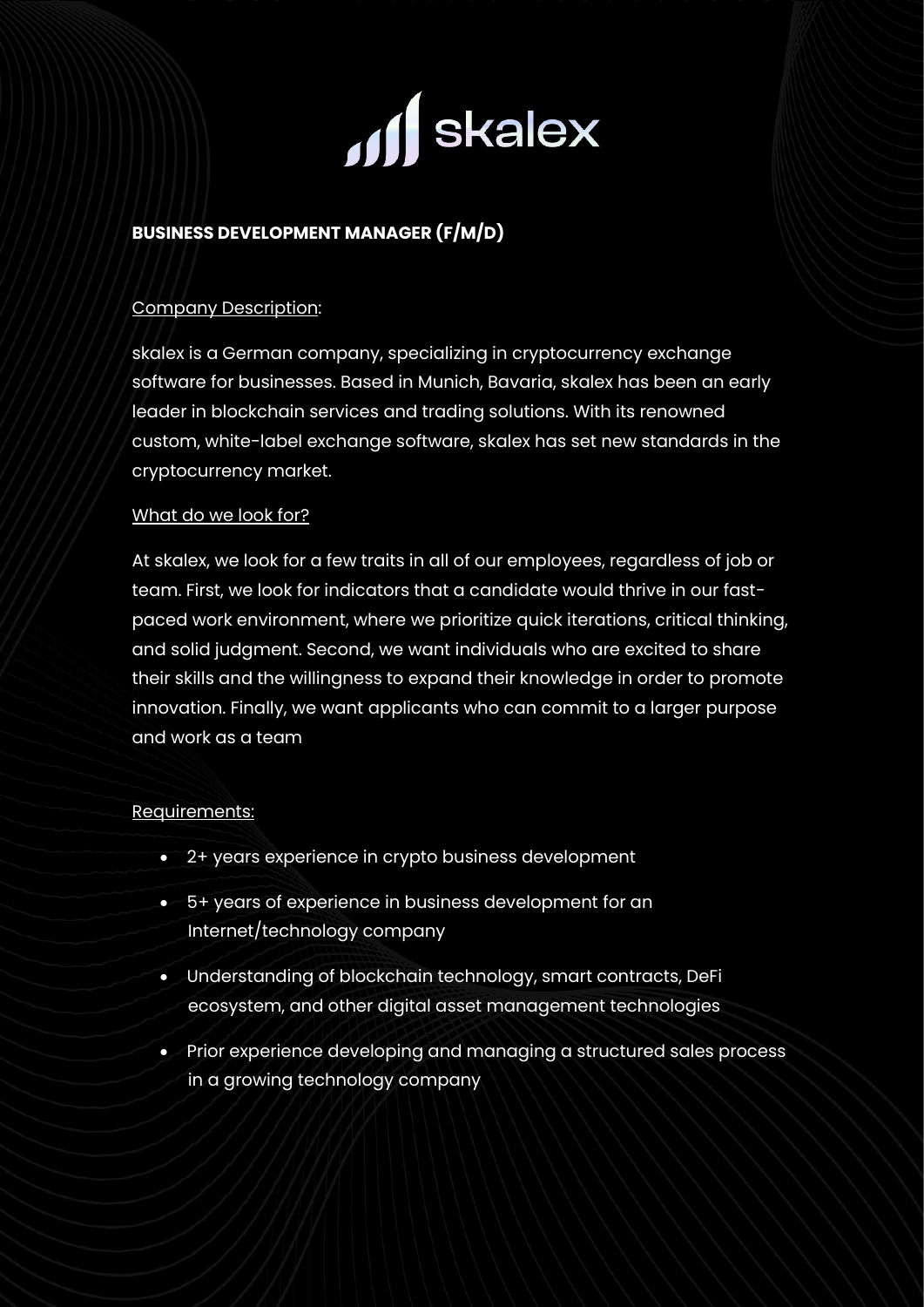skalex

# BUSINESS DEVELOPMENT MANAGER (F/M/D)

## Company Description:

skalex is a German company, specializing in cryptocurrency exchange software for businesses. Based in Munich, Bavaria, skalex has been an early leader in blockchain services and trading solutions. With its renowned custom, white-label exchange software, skalex has set new standards in the cryptocurrency market.

## What do we look for?

At skalex, we look for a few traits in all of our employees, regardless of job or team. First, we look for indicators that a candidate would thrive in our fast-paced work environment, where we prioritize quick iterations, critical thinking, and solid judgment. Second, we want individuals who are excited to share their skills and the willingness to expand their knowledge in order to promote innovation. Finally, we want applicants who can commit to a larger purpose and work as a team

## Requirements:

- 2+ years experience in crypto business development
- 5+ years of experience in business development for an Internet/technology company
- Understanding of blockchain technology, smart contracts, DeFi ecosystem, and other digital asset management technologies
- Prior experience developing and managing a structured sales process in a growing technology company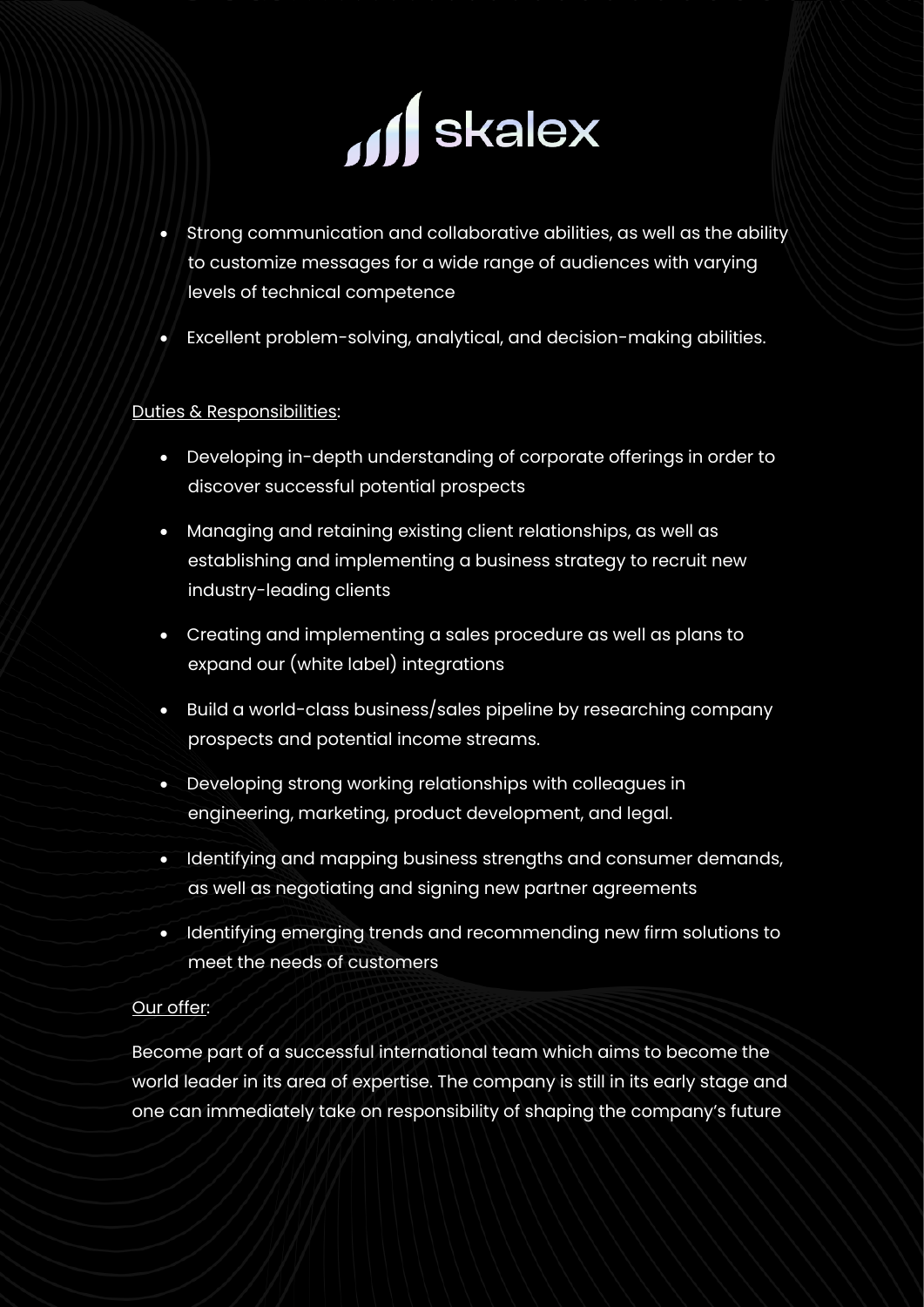- Strong communication and collaborative abilities, as well as the ability to customize messages for a wide range of audiences with varying levels of technical competence
- Excellent problem-solving, analytical, and decision-making abilities.

Duties & Responsibilities:

- Developing in-depth understanding of corporate offerings in order to discover successful potential prospects
- Managing and retaining existing client relationships, as well as establishing and implementing a business strategy to recruit new industry-leading clients
- Creating and implementing a sales procedure as well as plans to expand our (white label) integrations
- Build a world-class business/sales pipeline by researching company prospects and potential income streams.
- Developing strong working relationships with colleagues in engineering, marketing, product development, and legal.
- Identifying and mapping business strengths and consumer demands, as well as negotiating and signing new partner agreements
- Identifying emerging trends and recommending new firm solutions to meet the needs of customers

Our offer:

Become part of a successful international team which aims to become the world leader in its area of expertise. The company is still in its early stage and one can immediately take on responsibility of shaping the company's future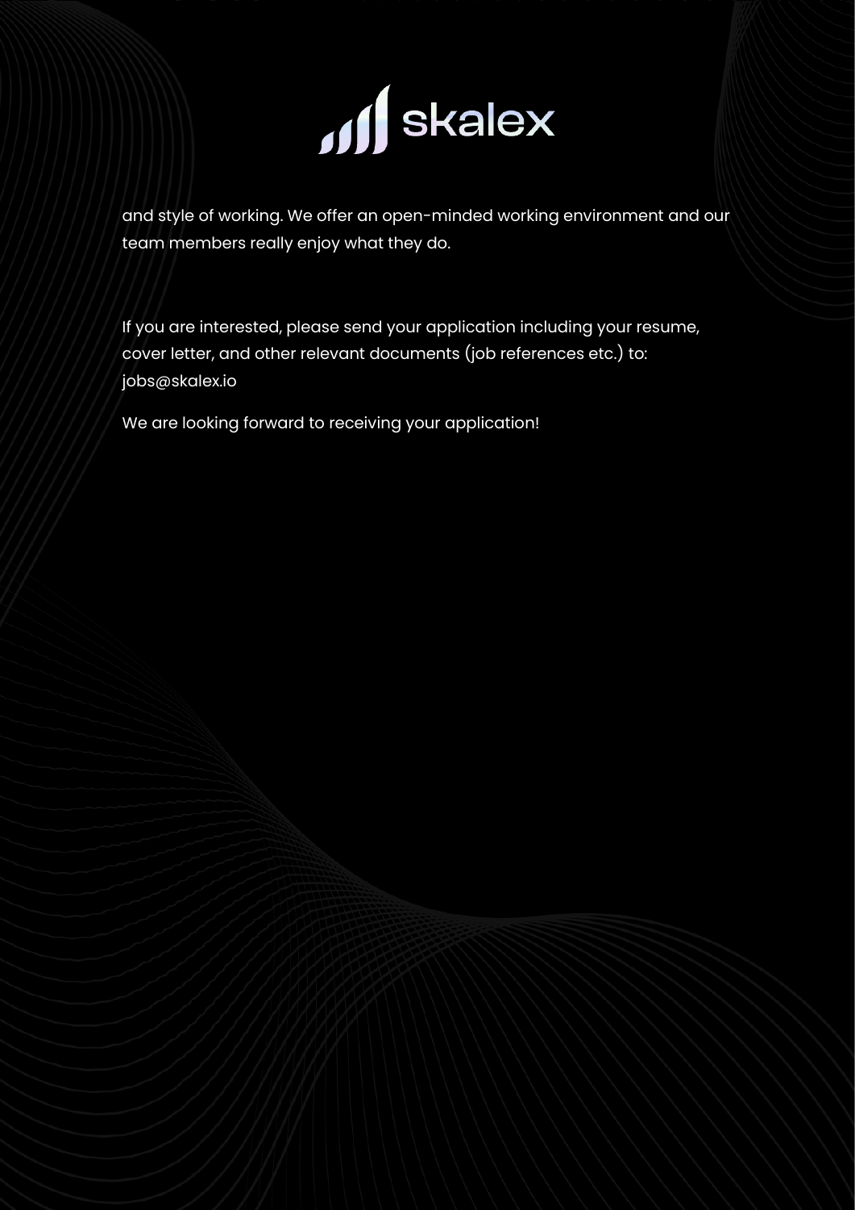and style of working. We offer an open-minded working environment and our team members really enjoy what they do.

If you are interested, please send your application including your resume, cover letter, and other relevant documents (job references etc.) to: jobs@skalex.io

We are looking forward to receiving your application!